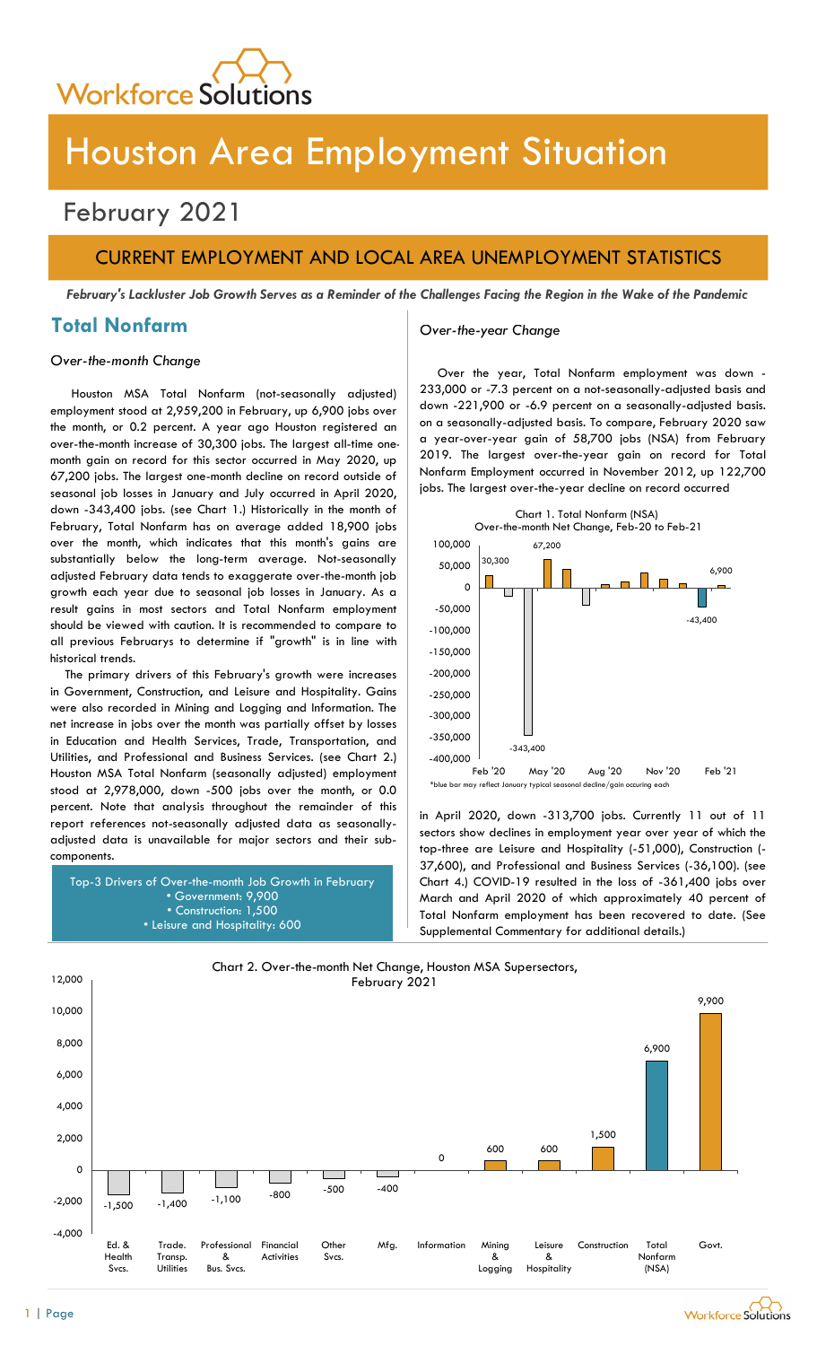# Houston Area Employment Situation

## February 2021

## CURRENT EMPLOYMENT AND LOCAL AREA UNEMPLOYMENT STATISTICS

***February's Lackluster Job Growth Serves as a Reminder of the Challenges Facing the Region in the Wake of the Pandemic***

## Total Nonfarm

*Over-the-month Change*

Houston MSA Total Nonfarm (not-seasonally adjusted) employment stood at 2,959,200 in February, up 6,900 jobs over the month, or 0.2 percent. A year ago Houston registered an over-the-month increase of 30,300 jobs. The largest all-time one-month gain on record for this sector occurred in May 2020, up 67,200 jobs. The largest one-month decline on record outside of seasonal job losses in January and July occurred in April 2020, down -343,400 jobs. (see Chart 1.) Historically in the month of February, Total Nonfarm has on average added 18,900 jobs over the month, which indicates that this month's gains are substantially below the long-term average. Not-seasonally adjusted February data tends to exaggerate over-the-month job growth each year due to seasonal job losses in January. As a result gains in most sectors and Total Nonfarm employment should be viewed with caution. It is recommended to compare to all previous Februarys to determine if "growth" is in line with historical trends.

The primary drivers of this February's growth were increases in Government, Construction, and Leisure and Hospitality. Gains were also recorded in Mining and Logging and Information. The net increase in jobs over the month was partially offset by losses in Education and Health Services, Trade, Transportation, and Utilities, and Professional and Business Services. (see Chart 2.) Houston MSA Total Nonfarm (seasonally adjusted) employment stood at 2,978,000, down -500 jobs over the month, or 0.0 percent. Note that analysis throughout the remainder of this report references not-seasonally adjusted data as seasonally-adjusted data is unavailable for major sectors and their sub-components.

Top-3 Drivers of Over-the-month Job Growth in February
- Government: 9,900
- Construction: 1,500
- Leisure and Hospitality: 600

*Over-the-year Change*

Over the year, Total Nonfarm employment was down -233,000 or -7.3 percent on a not-seasonally-adjusted basis and down -221,900 or -6.9 percent on a seasonally-adjusted basis. on a seasonally-adjusted basis. To compare, February 2020 saw a year-over-year gain of 58,700 jobs (NSA) from February 2019. The largest over-the-year gain on record for Total Nonfarm Employment occurred in November 2012, up 122,700 jobs. The largest over-the-year decline on record occurred in April 2020, down -313,700 jobs. Currently 11 out of 11 sectors show declines in employment year over year of which the top-three are Leisure and Hospitality (-51,000), Construction (-37,600), and Professional and Business Services (-36,100). (see Chart 4.) COVID-19 resulted in the loss of -361,400 jobs over March and April 2020 of which approximately 40 percent of Total Nonfarm employment has been recovered to date. (See Supplemental Commentary for additional details.)

Chart 1. Total Nonfarm (NSA) Over-the-month Net Change, Feb-20 to Feb-21

*blue bar may reflect January typical seasonal decline/gain occuring each

Chart 2. Over-the-month Net Change, Houston MSA Supersectors, February 2021

| Supersector | Net Change |
| --- | --- |
| Ed. & Health Svcs. | -1,500 |
| Trade. Transp. Utilities | -1,400 |
| Professional & Bus. Svcs. | -1,100 |
| Financial Activities | -800 |
| Other Svcs. | -500 |
| Mfg. | -400 |
| Information | 0 |
| Mining & Logging | 600 |
| Leisure & Hospitality | 600 |
| Construction | 1,500 |
| Total Nonfarm (NSA) | 6,900 |
| Govt. | 9,900 |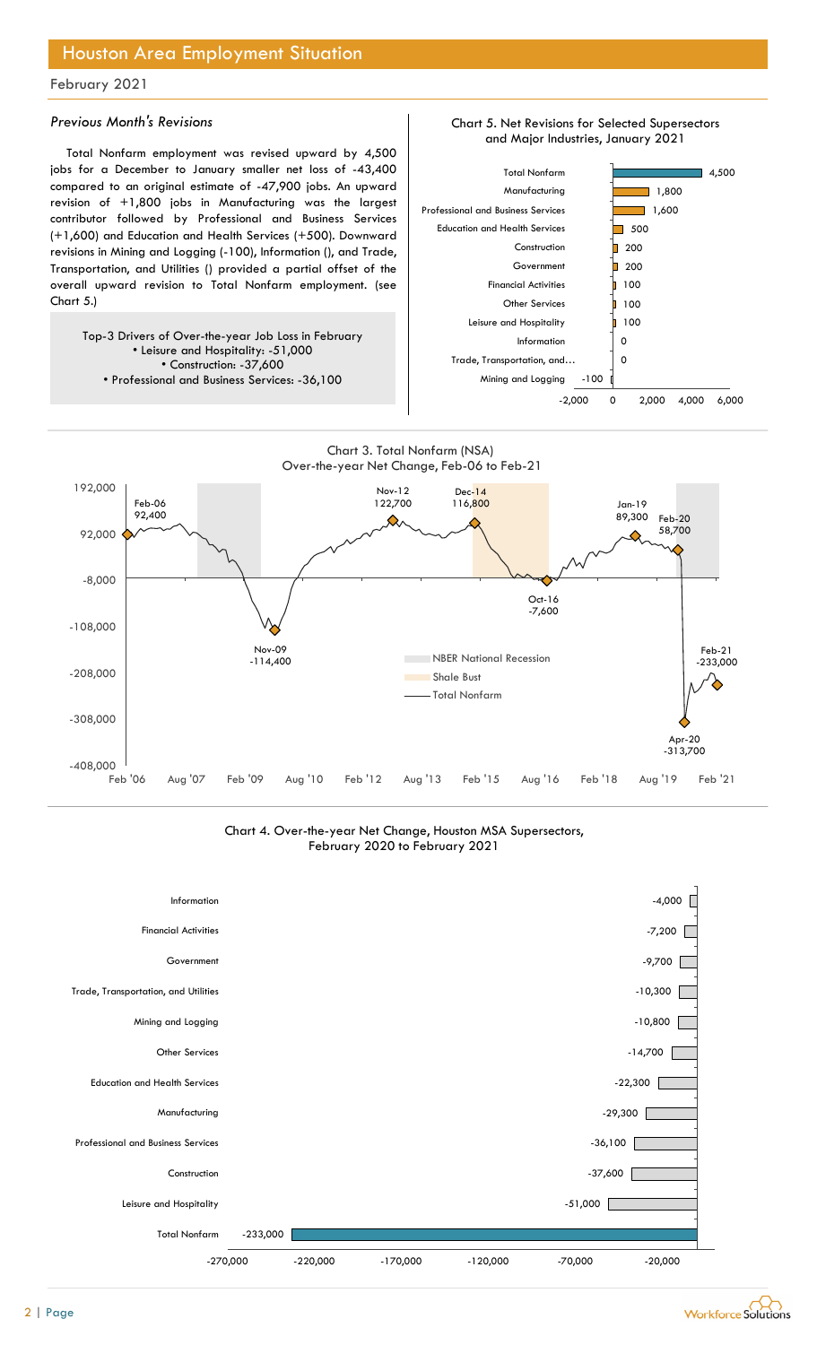# Houston Area Employment Situation

February 2021

### *Previous Month's Revisions*

Total Nonfarm employment was revised upward by 4,500 jobs for a December to January smaller net loss of -43,400 compared to an original estimate of -47,900 jobs. An upward revision of +1,800 jobs in Manufacturing was the largest contributor followed by Professional and Business Services (+1,600) and Education and Health Services (+500). Downward revisions in Mining and Logging (-100), Information (), and Trade, Transportation, and Utilities () provided a partial offset of the overall upward revision to Total Nonfarm employment. (see Chart 5.)

Top-3 Drivers of Over-the-year Job Loss in February
- Leisure and Hospitality: -51,000
- Construction: -37,600
- Professional and Business Services: -36,100

**Chart 5. Net Revisions for Selected Supersectors and Major Industries, January 2021**

| Industry | Revision |
|---|---|
| Total Nonfarm | 4,500 |
| Manufacturing | 1,800 |
| Professional and Business Services | 1,600 |
| Education and Health Services | 500 |
| Construction | 200 |
| Government | 200 |
| Financial Activities | 100 |
| Other Services | 100 |
| Leisure and Hospitality | 100 |
| Information | 0 |
| Trade, Transportation, and… | 0 |
| Mining and Logging | -100 |

**Chart 3. Total Nonfarm (NSA) Over-the-year Net Change, Feb-06 to Feb-21**

| Point | Value |
|---|---|
| Feb-06 | 92,400 |
| Nov-09 | -114,400 |
| Nov-12 | 122,700 |
| Dec-14 | 116,800 |
| Oct-16 | -7,600 |
| Jan-19 | 89,300 |
| Feb-20 | 58,700 |
| Apr-20 | -313,700 |
| Feb-21 | -233,000 |

Legend: NBER National Recession; Shale Bust; Total Nonfarm

**Chart 4. Over-the-year Net Change, Houston MSA Supersectors, February 2020 to February 2021**

| Supersector | Net Change |
|---|---|
| Information | -4,000 |
| Financial Activities | -7,200 |
| Government | -9,700 |
| Trade, Transportation, and Utilities | -10,300 |
| Mining and Logging | -10,800 |
| Other Services | -14,700 |
| Education and Health Services | -22,300 |
| Manufacturing | -29,300 |
| Professional and Business Services | -36,100 |
| Construction | -37,600 |
| Leisure and Hospitality | -51,000 |
| Total Nonfarm | -233,000 |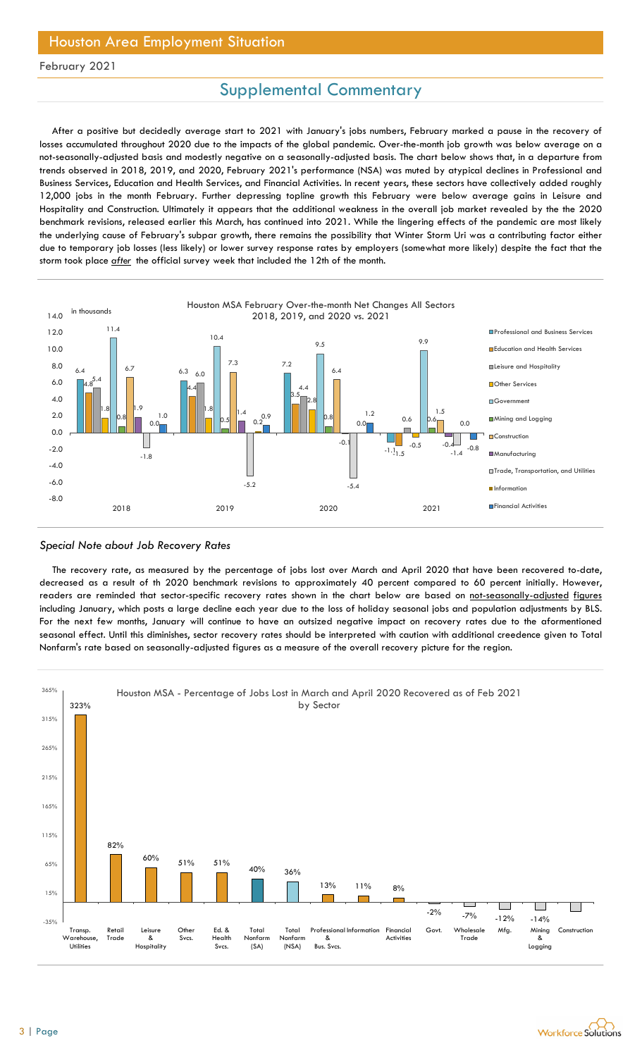# Houston Area Employment Situation

February 2021

## Supplemental Commentary

After a positive but decidedly average start to 2021 with January's jobs numbers, February marked a pause in the recovery of losses accumulated throughout 2020 due to the impacts of the global pandemic. Over-the-month job growth was below average on a not-seasonally-adjusted basis and modestly negative on a seasonally-adjusted basis. The chart below shows that, in a departure from trends observed in 2018, 2019, and 2020, February 2021's performance (NSA) was muted by atypical declines in Professional and Business Services, Education and Health Services, and Financial Activities. In recent years, these sectors have collectively added roughly 12,000 jobs in the month February. Further depressing topline growth this February were below average gains in Leisure and Hospitality and Construction. Ultimately it appears that the additional weakness in the overall job market revealed by the the 2020 benchmark revisions, released earlier this March, has continued into 2021. While the lingering effects of the pandemic are most likely the underlying cause of February's subpar growth, there remains the possibility that Winter Storm Uri was a contributing factor either due to temporary job losses (less likely) or lower survey response rates by employers (somewhat more likely) despite the fact that the storm took place *after* the official survey week that included the 12th of the month.

Houston MSA February Over-the-month Net Changes All Sectors
2018, 2019, and 2020 vs. 2021 (in thousands)

| Sector | 2018 | 2019 | 2020 | 2021 |
|---|---|---|---|---|
| Professional and Business Services | 6.4 | 6.3 | 7.2 | -1.1 |
| Education and Health Services | 4.8 | 4.4 | 3.5 | -1.5 |
| Leisure and Hospitality | 5.4 | 6.0 | 4.4 | 0.6 |
| Other Services | 1.8 | 1.8 | 2.8 | -0.5 |
| Government | 11.4 | 10.4 | 9.5 | 9.9 |
| Mining and Logging | 0.8 | 0.5 | 0.8 | 0.6 |
| Construction | 6.7 | 7.3 | 6.4 | 1.5 |
| Manufacturing | 1.9 | 1.4 | -0.1 | -0.4 |
| Trade, Transportation, and Utilities | -1.8 | -5.2 | -5.4 | -1.4 |
| Information | 0.0 | 0.2 | 0.0 | 0.0 |
| Financial Activities | 1.0 | 0.9 | 1.2 | -0.8 |

### *Special Note about Job Recovery Rates*

The recovery rate, as measured by the percentage of jobs lost over March and April 2020 that have been recovered to-date, decreased as a result of th 2020 benchmark revisions to approximately 40 percent compared to 60 percent initially. However, readers are reminded that sector-specific recovery rates shown in the chart below are based on not-seasonally-adjusted figures including January, which posts a large decline each year due to the loss of holiday seasonal jobs and population adjustments by BLS. For the next few months, January will continue to have an outsized negative impact on recovery rates due to the aforementioned seasonal effect. Until this diminishes, sector recovery rates should be interpreted with caution with additional creedence given to Total Nonfarm's rate based on seasonally-adjusted figures as a measure of the overall recovery picture for the region.

Houston MSA - Percentage of Jobs Lost in March and April 2020 Recovered as of Feb 2021 by Sector

| Sector | Percent Recovered |
|---|---|
| Transp. Warehouse, Utilities | 323% |
| Retail Trade | 82% |
| Leisure & Hospitality | 60% |
| Other Svcs. | 51% |
| Ed. & Health Svcs. | 51% |
| Total Nonfarm (SA) | 40% |
| Total Nonfarm (NSA) | 36% |
| Professional & Bus. Svcs. | 13% |
| Information | 11% |
| Financial Activities | 8% |
| Govt. | -2% |
| Wholesale Trade | -7% |
| Mfg. | -12% |
| Mining & Logging | -14% |
| Construction | |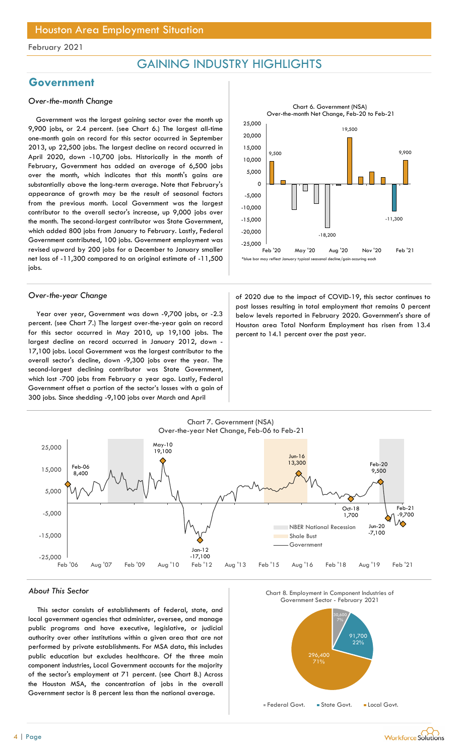# Houston Area Employment Situation

February 2021

## GAINING INDUSTRY HIGHLIGHTS

## Government

### *Over-the-month Change*

Government was the largest gaining sector over the month up 9,900 jobs, or 2.4 percent. (see Chart 6.) The largest all-time one-month gain on record for this sector occurred in September 2013, up 22,500 jobs. The largest decline on record occurred in April 2020, down -10,700 jobs. Historically in the month of February, Government has added an average of 6,500 jobs over the month, which indicates that this month's gains are substantially above the long-term average. Note that February's appearance of growth may be the result of seasonal factors from the previous month. Local Government was the largest contributor to the overall sector's increase, up 9,000 jobs over the month. The second-largest contributor was State Government, which added 800 jobs from January to February. Lastly, Federal Government contributed, 100 jobs. Government employment was revised upward by 200 jobs for a December to January smaller net loss of -11,300 compared to an original estimate of -11,500 jobs.

Chart 6. Government (NSA) Over-the-month Net Change, Feb-20 to Feb-21

*blue bar may reflect January typical seasonal decline/gain occuring each

### *Over-the-year Change*

Year over year, Government was down -9,700 jobs, or -2.3 percent. (see Chart 7.) The largest over-the-year gain on record for this sector occurred in May 2010, up 19,100 jobs. The largest decline on record occurred in January 2012, down -17,100 jobs. Local Government was the largest contributor to the overall sector's decline, down -9,300 jobs over the year. The second-largest declining contributor was State Government, which lost -700 jobs from February a year ago. Lastly, Federal Government offset a portion of the sector's losses with a gain of 300 jobs. Since shedding -9,100 jobs over March and April of 2020 due to the impact of COVID-19, this sector continues to post losses resulting in total employment that remains 0 percent below levels reported in February 2020. Government's share of Houston area Total Nonfarm Employment has risen from 13.4 percent to 14.1 percent over the past year.

Chart 7. Government (NSA) Over-the-year Net Change, Feb-06 to Feb-21

### *About This Sector*

This sector consists of establishments of federal, state, and local government agencies that administer, oversee, and manage public programs and have executive, legislative, or judicial authority over other institutions within a given area that are not performed by private establishments. For MSA data, this includes public education but excludes healthcare. Of the three main component industries, Local Government accounts for the majority of the sector's employment at 71 percent. (see Chart 8.) Across the Houston MSA, the concentration of jobs in the overall Government sector is 8 percent less than the national average.

Chart 8. Employment in Component Industries of Government Sector - February 2021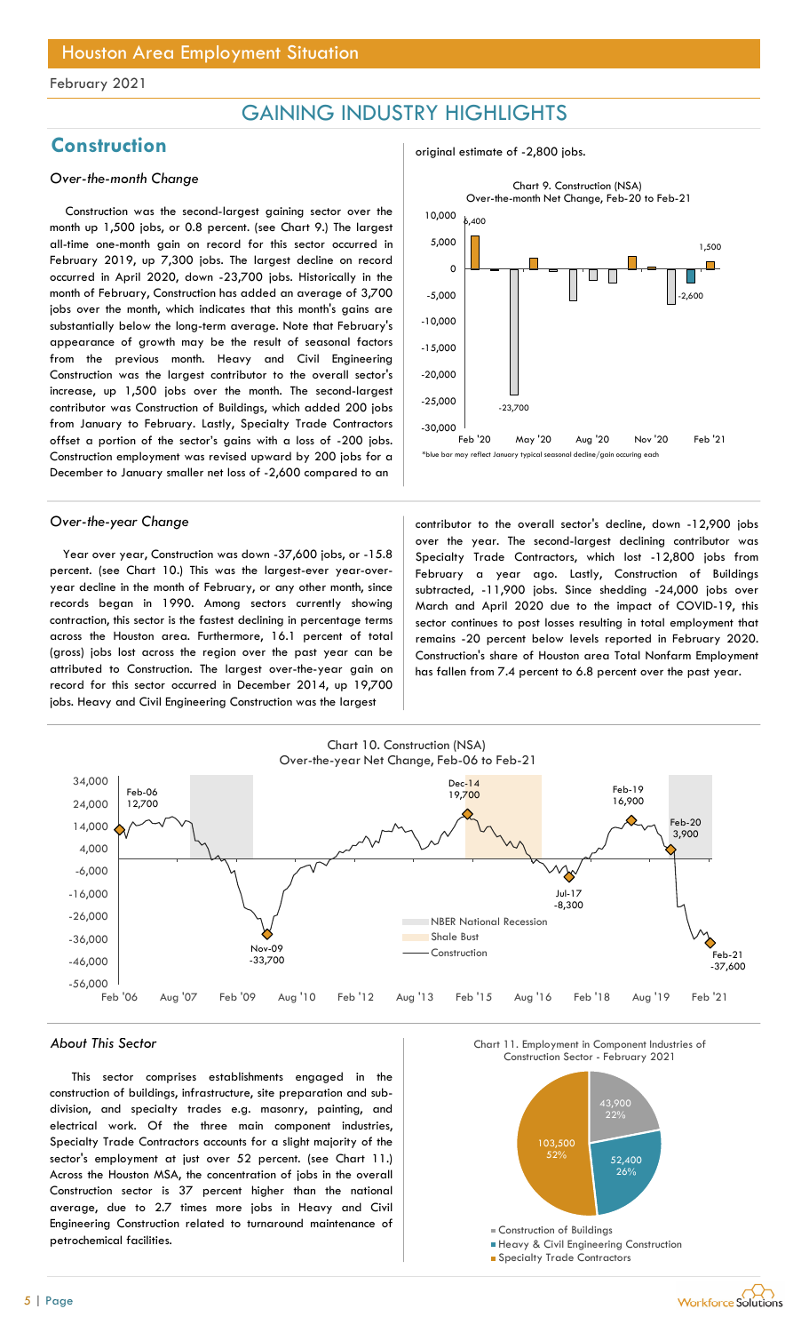# Houston Area Employment Situation

February 2021

## GAINING INDUSTRY HIGHLIGHTS

## Construction

*Over-the-month Change*

Construction was the second-largest gaining sector over the month up 1,500 jobs, or 0.8 percent. (see Chart 9.) The largest all-time one-month gain on record for this sector occurred in February 2019, up 7,300 jobs. The largest decline on record occurred in April 2020, down -23,700 jobs. Historically in the month of February, Construction has added an average of 3,700 jobs over the month, which indicates that this month's gains are substantially below the long-term average. Note that February's appearance of growth may be the result of seasonal factors from the previous month. Heavy and Civil Engineering Construction was the largest contributor to the overall sector's increase, up 1,500 jobs over the month. The second-largest contributor was Construction of Buildings, which added 200 jobs from January to February. Lastly, Specialty Trade Contractors offset a portion of the sector's gains with a loss of -200 jobs. Construction employment was revised upward by 200 jobs for a December to January smaller net loss of -2,600 compared to an original estimate of -2,800 jobs.

Chart 9. Construction (NSA) Over-the-month Net Change, Feb-20 to Feb-21

*blue bar may reflect January typical seasonal decline/gain occuring each

*Over-the-year Change*

Year over year, Construction was down -37,600 jobs, or -15.8 percent. (see Chart 10.) This was the largest-ever year-over-year decline in the month of February, or any other month, since records began in 1990. Among sectors currently showing contraction, this sector is the fastest declining in percentage terms across the Houston area. Furthermore, 16.1 percent of total (gross) jobs lost across the region over the past year can be attributed to Construction. The largest over-the-year gain on record for this sector occurred in December 2014, up 19,700 jobs. Heavy and Civil Engineering Construction was the largest contributor to the overall sector's decline, down -12,900 jobs over the year. The second-largest declining contributor was Specialty Trade Contractors, which lost -12,800 jobs from February a year ago. Lastly, Construction of Buildings subtracted, -11,900 jobs. Since shedding -24,000 jobs over March and April 2020 due to the impact of COVID-19, this sector continues to post losses resulting in total employment that remains -20 percent below levels reported in February 2020. Construction's share of Houston area Total Nonfarm Employment has fallen from 7.4 percent to 6.8 percent over the past year.

Chart 10. Construction (NSA) Over-the-year Net Change, Feb-06 to Feb-21

*About This Sector*

This sector comprises establishments engaged in the construction of buildings, infrastructure, site preparation and sub-division, and specialty trades e.g. masonry, painting, and electrical work. Of the three main component industries, Specialty Trade Contractors accounts for a slight majority of the sector's employment at just over 52 percent. (see Chart 11.) Across the Houston MSA, the concentration of jobs in the overall Construction sector is 37 percent higher than the national average, due to 2.7 times more jobs in Heavy and Civil Engineering Construction related to turnaround maintenance of petrochemical facilities.

Chart 11. Employment in Component Industries of Construction Sector - February 2021

| Component Industry | Employment | Share |
| --- | --- | --- |
| Construction of Buildings | 43,900 | 22% |
| Heavy & Civil Engineering Construction | 52,400 | 26% |
| Specialty Trade Contractors | 103,500 | 52% |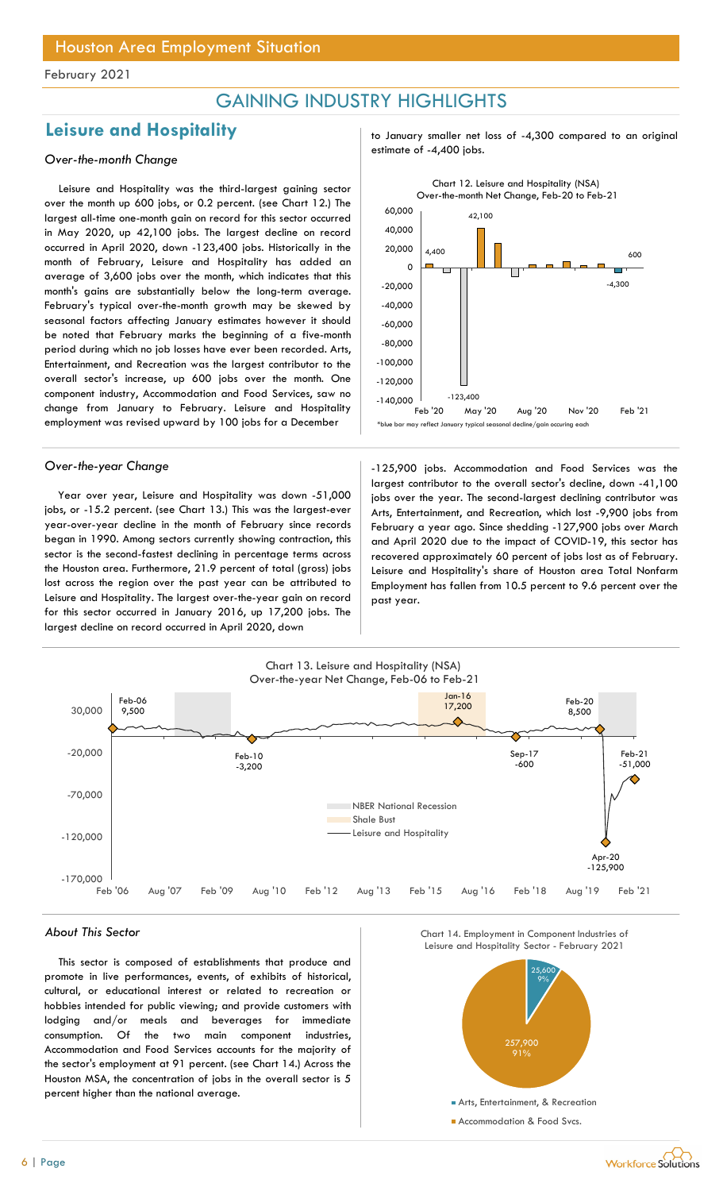# Houston Area Employment Situation

February 2021

## GAINING INDUSTRY HIGHLIGHTS

## Leisure and Hospitality

### *Over-the-month Change*

Leisure and Hospitality was the third-largest gaining sector over the month up 600 jobs, or 0.2 percent. (see Chart 12.) The largest all-time one-month gain on record for this sector occurred in May 2020, up 42,100 jobs. The largest decline on record occurred in April 2020, down -123,400 jobs. Historically in the month of February, Leisure and Hospitality has added an average of 3,600 jobs over the month, which indicates that this month's gains are substantially below the long-term average. February's typical over-the-month growth may be skewed by seasonal factors affecting January estimates however it should be noted that February marks the beginning of a five-month period during which no job losses have ever been recorded. Arts, Entertainment, and Recreation was the largest contributor to the overall sector's increase, up 600 jobs over the month. One component industry, Accommodation and Food Services, saw no change from January to February. Leisure and Hospitality employment was revised upward by 100 jobs for a December to January smaller net loss of -4,300 compared to an original estimate of -4,400 jobs.

Chart 12. Leisure and Hospitality (NSA) Over-the-month Net Change, Feb-20 to Feb-21

*blue bar may reflect January typical seasonal decline/gain occuring each

### *Over-the-year Change*

Year over year, Leisure and Hospitality was down -51,000 jobs, or -15.2 percent. (see Chart 13.) This was the largest-ever year-over-year decline in the month of February since records began in 1990. Among sectors currently showing contraction, this sector is the second-fastest declining in percentage terms across the Houston area. Furthermore, 21.9 percent of total (gross) jobs lost across the region over the past year can be attributed to Leisure and Hospitality. The largest over-the-year gain on record for this sector occurred in January 2016, up 17,200 jobs. The largest decline on record occurred in April 2020, down -125,900 jobs. Accommodation and Food Services was the largest contributor to the overall sector's decline, down -41,100 jobs over the year. The second-largest declining contributor was Arts, Entertainment, and Recreation, which lost -9,900 jobs from February a year ago. Since shedding -127,900 jobs over March and April 2020 due to the impact of COVID-19, this sector has recovered approximately 60 percent of jobs lost as of February. Leisure and Hospitality's share of Houston area Total Nonfarm Employment has fallen from 10.5 percent to 9.6 percent over the past year.

Chart 13. Leisure and Hospitality (NSA) Over-the-year Net Change, Feb-06 to Feb-21

### *About This Sector*

This sector is composed of establishments that produce and promote in live performances, events, of exhibits of historical, cultural, or educational interest or related to recreation or hobbies intended for public viewing; and provide customers with lodging and/or meals and beverages for immediate consumption. Of the two main component industries, Accommodation and Food Services accounts for the majority of the sector's employment at 91 percent. (see Chart 14.) Across the Houston MSA, the concentration of jobs in the overall sector is 5 percent higher than the national average.

Chart 14. Employment in Component Industries of Leisure and Hospitality Sector - February 2021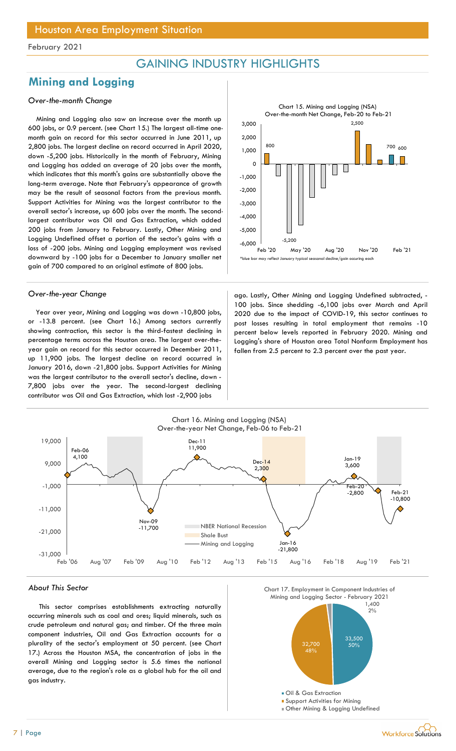# Houston Area Employment Situation

February 2021

## GAINING INDUSTRY HIGHLIGHTS

## Mining and Logging

### *Over-the-month Change*

Mining and Logging also saw an increase over the month up 600 jobs, or 0.9 percent. (see Chart 15.) The largest all-time one-month gain on record for this sector occurred in June 2011, up 2,800 jobs. The largest decline on record occurred in April 2020, down -5,200 jobs. Historically in the month of February, Mining and Logging has added an average of 20 jobs over the month, which indicates that this month's gains are substantially above the long-term average. Note that February's appearance of growth may be the result of seasonal factors from the previous month. Support Activities for Mining was the largest contributor to the overall sector's increase, up 600 jobs over the month. The second-largest contributor was Oil and Gas Extraction, which added 200 jobs from January to February. Lastly, Other Mining and Logging Undefined offset a portion of the sector's gains with a loss of -200 jobs. Mining and Logging employment was revised downward by -100 jobs for a December to January smaller net gain of 700 compared to an original estimate of 800 jobs.

Chart 15. Mining and Logging (NSA) Over-the-month Net Change, Feb-20 to Feb-21

*blue bar may reflect January typical seasonal decline/gain occuring each

### *Over-the-year Change*

Year over year, Mining and Logging was down -10,800 jobs, or -13.8 percent. (see Chart 16.) Among sectors currently showing contraction, this sector is the third-fastest declining in percentage terms across the Houston area. The largest over-the-year gain on record for this sector occurred in December 2011, up 11,900 jobs. The largest decline on record occurred in January 2016, down -21,800 jobs. Support Activities for Mining was the largest contributor to the overall sector's decline, down -7,800 jobs over the year. The second-largest declining contributor was Oil and Gas Extraction, which lost -2,900 jobs ago. Lastly, Other Mining and Logging Undefined subtracted, -100 jobs. Since shedding -6,100 jobs over March and April 2020 due to the impact of COVID-19, this sector continues to post losses resulting in total employment that remains -10 percent below levels reported in February 2020. Mining and Logging's share of Houston area Total Nonfarm Employment has fallen from 2.5 percent to 2.3 percent over the past year.

Chart 16. Mining and Logging (NSA) Over-the-year Net Change, Feb-06 to Feb-21

### *About This Sector*

This sector comprises establishments extracting naturally occurring minerals such as coal and ores; liquid minerals, such as crude petroleum and natural gas; and timber. Of the three main component industries, Oil and Gas Extraction accounts for a plurality of the sector's employment at 50 percent. (see Chart 17.) Across the Houston MSA, the concentration of jobs in the overall Mining and Logging sector is 5.6 times the national average, due to the region's role as a global hub for the oil and gas industry.

Chart 17. Employment in Component Industries of Mining and Logging Sector - February 2021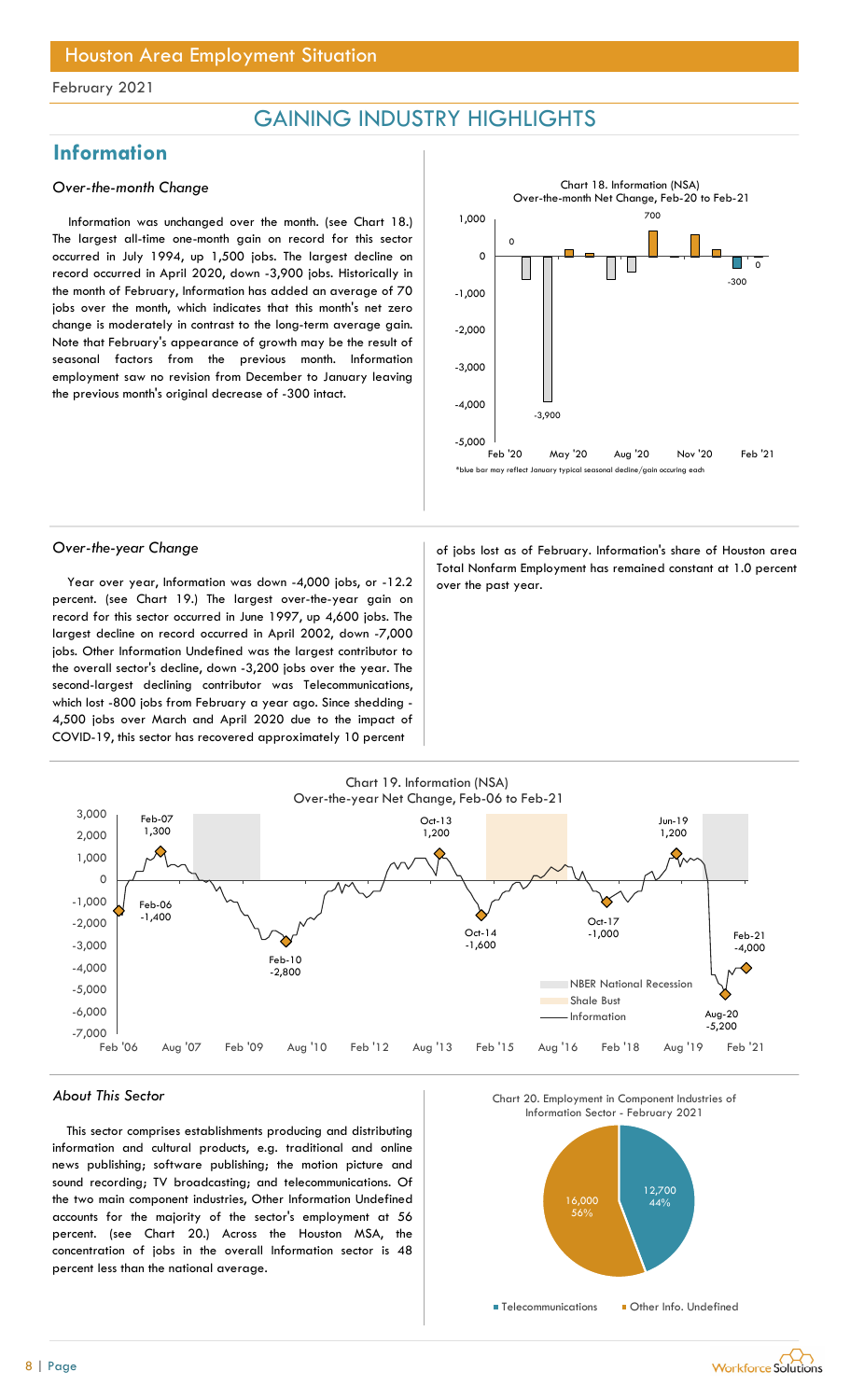# GAINING INDUSTRY HIGHLIGHTS

## Information

### *Over-the-month Change*

Information was unchanged over the month. (see Chart 18.) The largest all-time one-month gain on record for this sector occurred in July 1994, up 1,500 jobs. The largest decline on record occurred in April 2020, down -3,900 jobs. Historically in the month of February, Information has added an average of 70 jobs over the month, which indicates that this month's net zero change is moderately in contrast to the long-term average gain. Note that February's appearance of growth may be the result of seasonal factors from the previous month. Information employment saw no revision from December to January leaving the previous month's original decrease of -300 intact.

Chart 18. Information (NSA) Over-the-month Net Change, Feb-20 to Feb-21

*blue bar may reflect January typical seasonal decline/gain occuring each

### *Over-the-year Change*

Year over year, Information was down -4,000 jobs, or -12.2 percent. (see Chart 19.) The largest over-the-year gain on record for this sector occurred in June 1997, up 4,600 jobs. The largest decline on record occurred in April 2002, down -7,000 jobs. Other Information Undefined was the largest contributor to the overall sector's decline, down -3,200 jobs over the year. The second-largest declining contributor was Telecommunications, which lost -800 jobs from February a year ago. Since shedding -4,500 jobs over March and April 2020 due to the impact of COVID-19, this sector has recovered approximately 10 percent of jobs lost as of February. Information's share of Houston area Total Nonfarm Employment has remained constant at 1.0 percent over the past year.

Chart 19. Information (NSA) Over-the-year Net Change, Feb-06 to Feb-21

### *About This Sector*

This sector comprises establishments producing and distributing information and cultural products, e.g. traditional and online news publishing; software publishing; the motion picture and sound recording; TV broadcasting; and telecommunications. Of the two main component industries, Other Information Undefined accounts for the majority of the sector's employment at 56 percent. (see Chart 20.) Across the Houston MSA, the concentration of jobs in the overall Information sector is 48 percent less than the national average.

Chart 20. Employment in Component Industries of Information Sector - February 2021

| Component | Employment | Share |
|---|---|---|
| Telecommunications | 12,700 | 44% |
| Other Info. Undefined | 16,000 | 56% |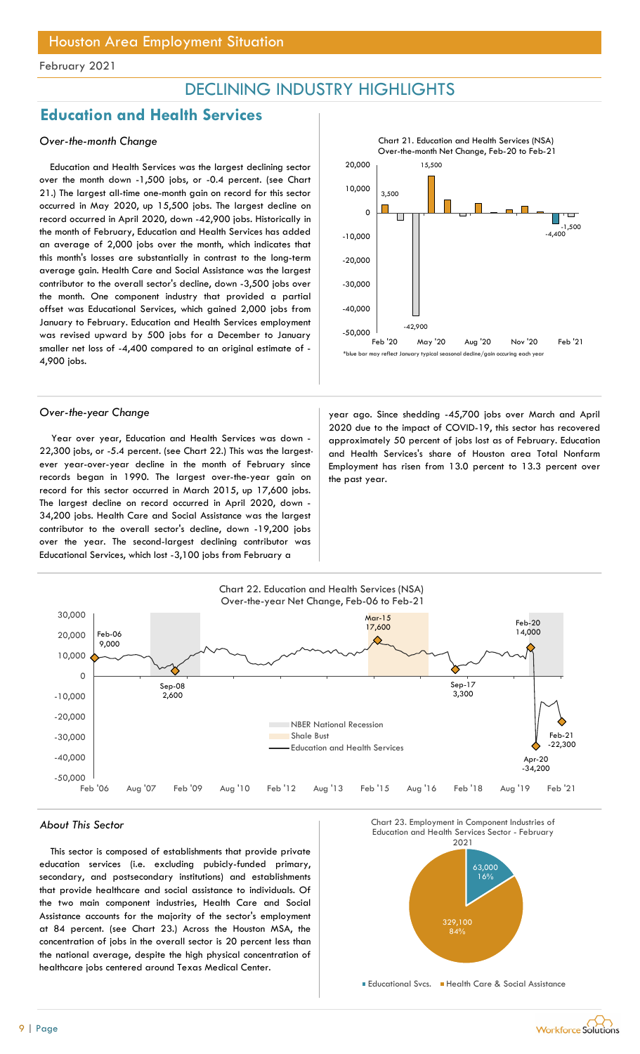## DECLINING INDUSTRY HIGHLIGHTS

# Education and Health Services

### *Over-the-month Change*

Education and Health Services was the largest declining sector over the month down -1,500 jobs, or -0.4 percent. (see Chart 21.) The largest all-time one-month gain on record for this sector occurred in May 2020, up 15,500 jobs. The largest decline on record occurred in April 2020, down -42,900 jobs. Historically in the month of February, Education and Health Services has added an average of 2,000 jobs over the month, which indicates that this month's losses are substantially in contrast to the long-term average gain. Health Care and Social Assistance was the largest contributor to the overall sector's decline, down -3,500 jobs over the month. One component industry that provided a partial offset was Educational Services, which gained 2,000 jobs from January to February. Education and Health Services employment was revised upward by 500 jobs for a December to January smaller net loss of -4,400 compared to an original estimate of -4,900 jobs.

Chart 21. Education and Health Services (NSA) Over-the-month Net Change, Feb-20 to Feb-21

*blue bar may reflect January typical seasonal decline/gain occuring each year

### *Over-the-year Change*

Year over year, Education and Health Services was down -22,300 jobs, or -5.4 percent. (see Chart 22.) This was the largest-ever year-over-year decline in the month of February since records began in 1990. The largest over-the-year gain on record for this sector occurred in March 2015, up 17,600 jobs. The largest decline on record occurred in April 2020, down -34,200 jobs. Health Care and Social Assistance was the largest contributor to the overall sector's decline, down -19,200 jobs over the year. The second-largest declining contributor was Educational Services, which lost -3,100 jobs from February a year ago. Since shedding -45,700 jobs over March and April 2020 due to the impact of COVID-19, this sector has recovered approximately 50 percent of jobs lost as of February. Education and Health Services's share of Houston area Total Nonfarm Employment has risen from 13.0 percent to 13.3 percent over the past year.

Chart 22. Education and Health Services (NSA) Over-the-year Net Change, Feb-06 to Feb-21

### *About This Sector*

This sector is composed of establishments that provide private education services (i.e. excluding pubicly-funded primary, secondary, and postsecondary institutions) and establishments that provide healthcare and social assistance to individuals. Of the two main component industries, Health Care and Social Assistance accounts for the majority of the sector's employment at 84 percent. (see Chart 23.) Across the Houston MSA, the concentration of jobs in the overall sector is 20 percent less than the national average, despite the high physical concentration of healthcare jobs centered around Texas Medical Center.

Chart 23. Employment in Component Industries of Education and Health Services Sector - February 2021

| Component Industry | Employment | Share |
|---|---|---|
| Educational Svcs. | 63,000 | 16% |
| Health Care & Social Assistance | 329,100 | 84% |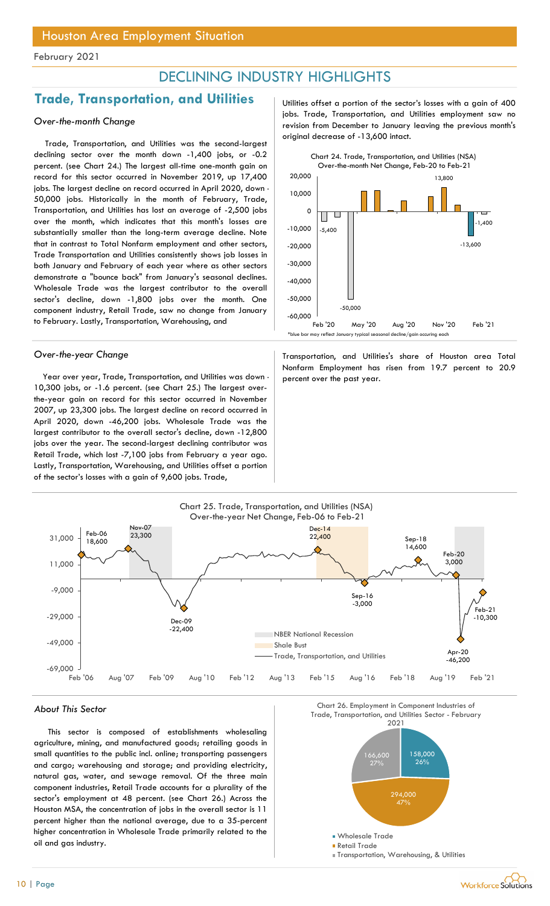February 2021

# DECLINING INDUSTRY HIGHLIGHTS

## Trade, Transportation, and Utilities

### *Over-the-month Change*

Trade, Transportation, and Utilities was the second-largest declining sector over the month down -1,400 jobs, or -0.2 percent. (see Chart 24.) The largest all-time one-month gain on record for this sector occurred in November 2019, up 17,400 jobs. The largest decline on record occurred in April 2020, down -50,000 jobs. Historically in the month of February, Trade, Transportation, and Utilities has lost an average of -2,500 jobs over the month, which indicates that this month's losses are substantially smaller than the long-term average decline. Note that in contrast to Total Nonfarm employment and other sectors, Trade Transportation and Utilities consistently shows job losses in both January and February of each year where as other sectors demonstrate a "bounce back" from January's seasonal declines. Wholesale Trade was the largest contributor to the overall sector's decline, down -1,800 jobs over the month. One component industry, Retail Trade, saw no change from January to February. Lastly, Transportation, Warehousing, and Utilities offset a portion of the sector's losses with a gain of 400 jobs. Trade, Transportation, and Utilities employment saw no revision from December to January leaving the previous month's original decrease of -13,600 intact.

Chart 24. Trade, Transportation, and Utilities (NSA) Over-the-month Net Change, Feb-20 to Feb-21

*blue bar may reflect January typical seasonal decline/gain occuring each

### *Over-the-year Change*

Year over year, Trade, Transportation, and Utilities was down -10,300 jobs, or -1.6 percent. (see Chart 25.) The largest over-the-year gain on record for this sector occurred in November 2007, up 23,300 jobs. The largest decline on record occurred in April 2020, down -46,200 jobs. Wholesale Trade was the largest contributor to the overall sector's decline, down -12,800 jobs over the year. The second-largest declining contributor was Retail Trade, which lost -7,100 jobs from February a year ago. Lastly, Transportation, Warehousing, and Utilities offset a portion of the sector's losses with a gain of 9,600 jobs. Trade, Transportation, and Utilities's share of Houston area Total Nonfarm Employment has risen from 19.7 percent to 20.9 percent over the past year.

Chart 25. Trade, Transportation, and Utilities (NSA) Over-the-year Net Change, Feb-06 to Feb-21

### *About This Sector*

This sector is composed of establishments wholesaling agriculture, mining, and manufactured goods; retailing goods in small quantities to the public incl. online; transporting passengers and cargo; warehousing and storage; and providing electricity, natural gas, water, and sewage removal. Of the three main component industries, Retail Trade accounts for a plurality of the sector's employment at 48 percent. (see Chart 26.) Across the Houston MSA, the concentration of jobs in the overall sector is 11 percent higher than the national average, due to a 35-percent higher concentration in Wholesale Trade primarily related to the oil and gas industry.

Chart 26. Employment in Component Industries of Trade, Transportation, and Utilities Sector - February 2021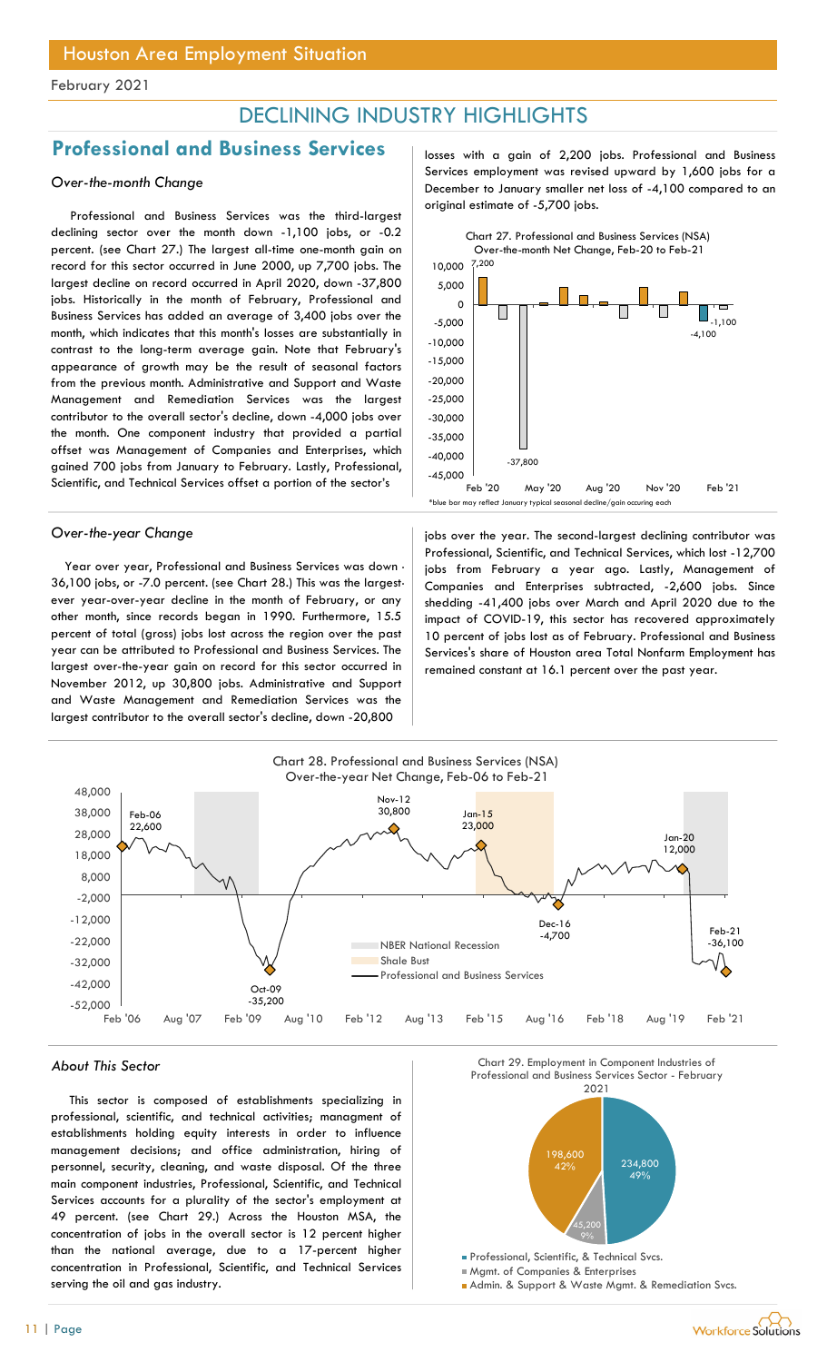Houston Area Employment Situation

February 2021

# DECLINING INDUSTRY HIGHLIGHTS

## Professional and Business Services

### *Over-the-month Change*

Professional and Business Services was the third-largest declining sector over the month down -1,100 jobs, or -0.2 percent. (see Chart 27.) The largest all-time one-month gain on record for this sector occurred in June 2000, up 7,700 jobs. The largest decline on record occurred in April 2020, down -37,800 jobs. Historically in the month of February, Professional and Business Services has added an average of 3,400 jobs over the month, which indicates that this month's losses are substantially in contrast to the long-term average gain. Note that February's appearance of growth may be the result of seasonal factors from the previous month. Administrative and Support and Waste Management and Remediation Services was the largest contributor to the overall sector's decline, down -4,000 jobs over the month. One component industry that provided a partial offset was Management of Companies and Enterprises, which gained 700 jobs from January to February. Lastly, Professional, Scientific, and Technical Services offset a portion of the sector's losses with a gain of 2,200 jobs. Professional and Business Services employment was revised upward by 1,600 jobs for a December to January smaller net loss of -4,100 compared to an original estimate of -5,700 jobs.

Chart 27. Professional and Business Services (NSA) Over-the-month Net Change, Feb-20 to Feb-21

*blue bar may reflect January typical seasonal decline/gain occuring each

### *Over-the-year Change*

Year over year, Professional and Business Services was down -36,100 jobs, or -7.0 percent. (see Chart 28.) This was the largest-ever year-over-year decline in the month of February, or any other month, since records began in 1990. Furthermore, 15.5 percent of total (gross) jobs lost across the region over the past year can be attributed to Professional and Business Services. The largest over-the-year gain on record for this sector occurred in November 2012, up 30,800 jobs. Administrative and Support and Waste Management and Remediation Services was the largest contributor to the overall sector's decline, down -20,800 jobs over the year. The second-largest declining contributor was Professional, Scientific, and Technical Services, which lost -12,700 jobs from February a year ago. Lastly, Management of Companies and Enterprises subtracted, -2,600 jobs. Since shedding -41,400 jobs over March and April 2020 due to the impact of COVID-19, this sector has recovered approximately 10 percent of jobs lost as of February. Professional and Business Services's share of Houston area Total Nonfarm Employment has remained constant at 16.1 percent over the past year.

Chart 28. Professional and Business Services (NSA) Over-the-year Net Change, Feb-06 to Feb-21

### *About This Sector*

This sector is composed of establishments specializing in professional, scientific, and technical activities; managment of establishments holding equity interests in order to influence management decisions; and office administration, hiring of personnel, security, cleaning, and waste disposal. Of the three main component industries, Professional, Scientific, and Technical Services accounts for a plurality of the sector's employment at 49 percent. (see Chart 29.) Across the Houston MSA, the concentration of jobs in the overall sector is 12 percent higher than the national average, due to a 17-percent higher concentration in Professional, Scientific, and Technical Services serving the oil and gas industry.

Chart 29. Employment in Component Industries of Professional and Business Services Sector - February 2021

| Component Industry | Employment | Share |
|---|---|---|
| Professional, Scientific, & Technical Svcs. | 234,800 | 49% |
| Mgmt. of Companies & Enterprises | 45,200 | 9% |
| Admin. & Support & Waste Mgmt. & Remediation Svcs. | 198,600 | 42% |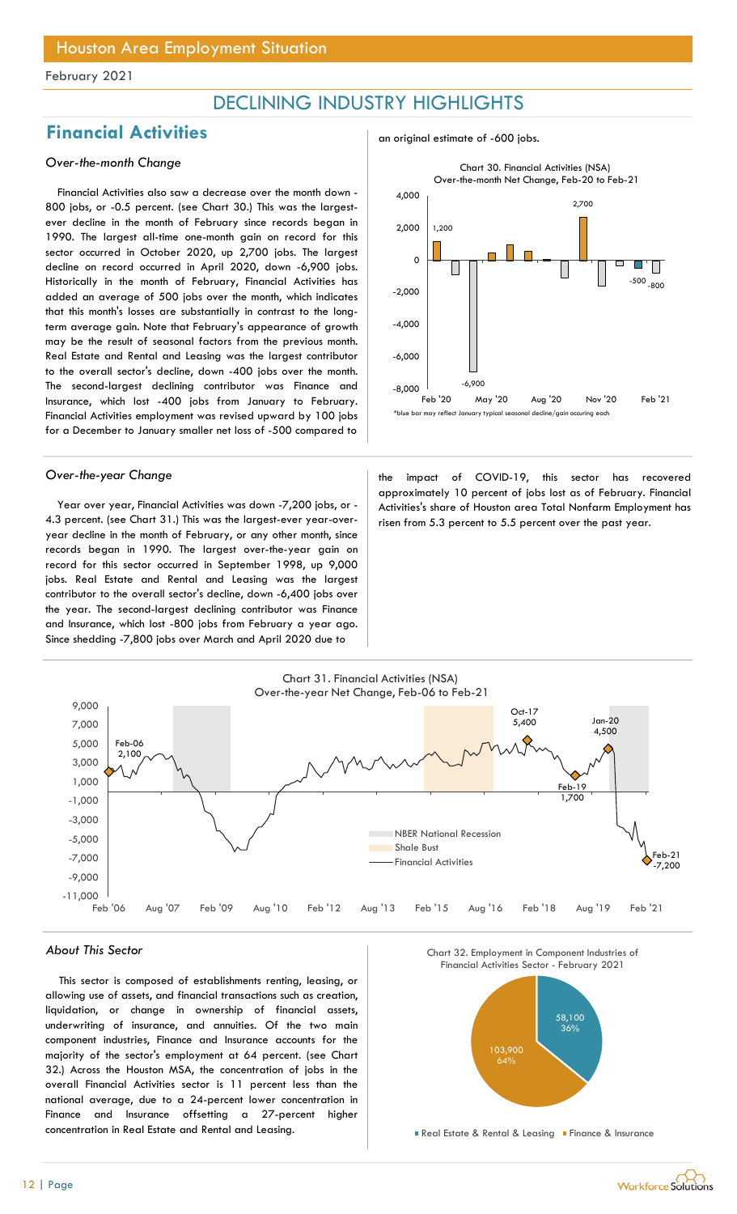# Houston Area Employment Situation

February 2021

## DECLINING INDUSTRY HIGHLIGHTS

## Financial Activities

### *Over-the-month Change*

Financial Activities also saw a decrease over the month down -800 jobs, or -0.5 percent. (see Chart 30.) This was the largest-ever decline in the month of February since records began in 1990. The largest all-time one-month gain on record for this sector occurred in October 2020, up 2,700 jobs. The largest decline on record occurred in April 2020, down -6,900 jobs. Historically in the month of February, Financial Activities has added an average of 500 jobs over the month, which indicates that this month's losses are substantially in contrast to the long-term average gain. Note that February's appearance of growth may be the result of seasonal factors from the previous month. Real Estate and Rental and Leasing was the largest contributor to the overall sector's decline, down -400 jobs over the month. The second-largest declining contributor was Finance and Insurance, which lost -400 jobs from January to February. Financial Activities employment was revised upward by 100 jobs for a December to January smaller net loss of -500 compared to an original estimate of -600 jobs.

Chart 30. Financial Activities (NSA) Over-the-month Net Change, Feb-20 to Feb-21

*blue bar may reflect January typical seasonal decline/gain occuring each

### *Over-the-year Change*

Year over year, Financial Activities was down -7,200 jobs, or -4.3 percent. (see Chart 31.) This was the largest-ever year-over-year decline in the month of February, or any other month, since records began in 1990. The largest over-the-year gain on record for this sector occurred in September 1998, up 9,000 jobs. Real Estate and Rental and Leasing was the largest contributor to the overall sector's decline, down -6,400 jobs over the year. The second-largest declining contributor was Finance and Insurance, which lost -800 jobs from February a year ago. Since shedding -7,800 jobs over March and April 2020 due to the impact of COVID-19, this sector has recovered approximately 10 percent of jobs lost as of February. Financial Activities's share of Houston area Total Nonfarm Employment has risen from 5.3 percent to 5.5 percent over the past year.

Chart 31. Financial Activities (NSA) Over-the-year Net Change, Feb-06 to Feb-21

### *About This Sector*

This sector is composed of establishments renting, leasing, or allowing use of assets, and financial transactions such as creation, liquidation, or change in ownership of financial assets, underwriting of insurance, and annuities. Of the two main component industries, Finance and Insurance accounts for the majority of the sector's employment at 64 percent. (see Chart 32.) Across the Houston MSA, the concentration of jobs in the overall Financial Activities sector is 11 percent less than the national average, due to a 24-percent lower concentration in Finance and Insurance offsetting a 27-percent higher concentration in Real Estate and Rental and Leasing.

Chart 32. Employment in Component Industries of Financial Activities Sector - February 2021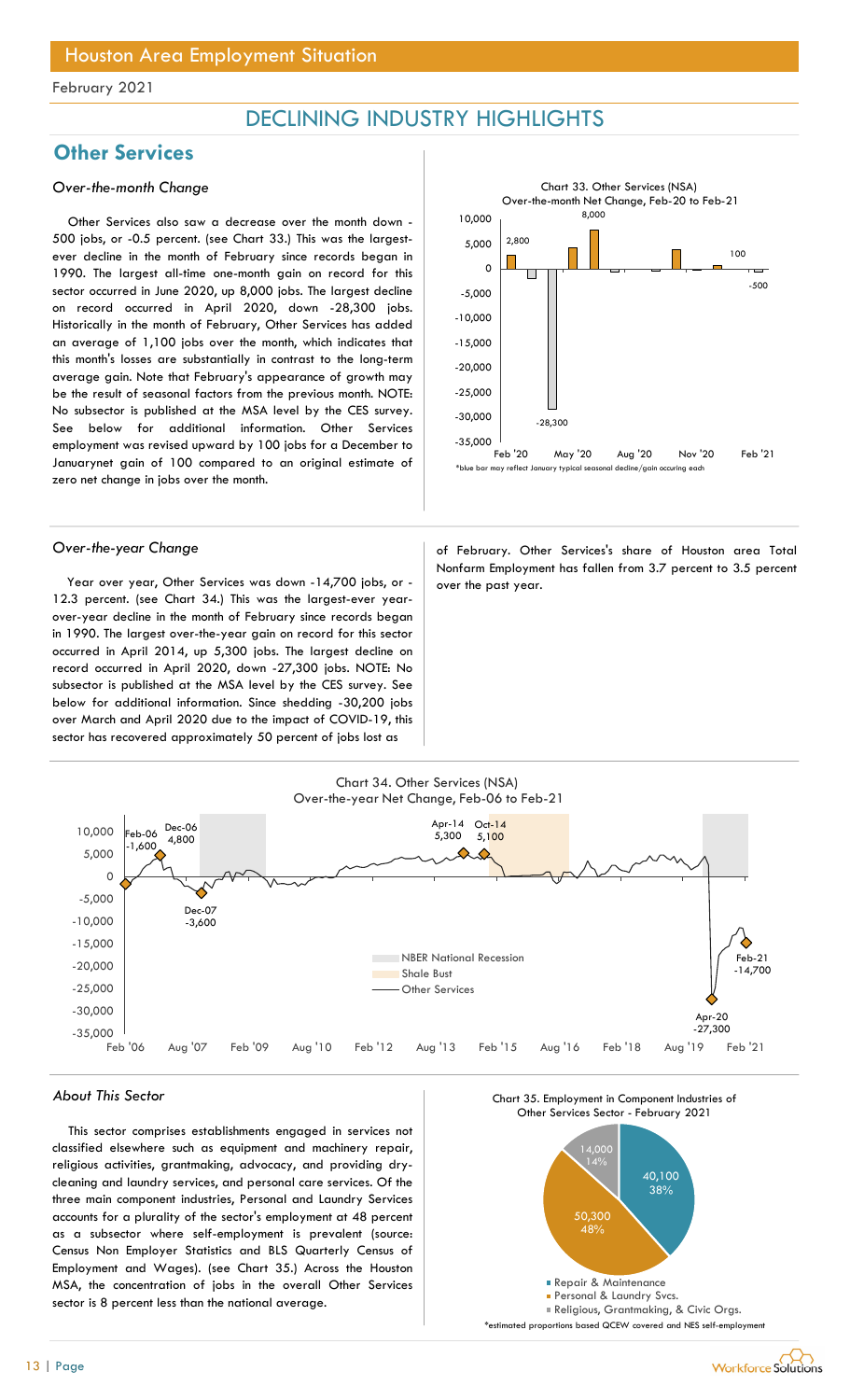February 2021

# DECLINING INDUSTRY HIGHLIGHTS

## Other Services

### *Over-the-month Change*

Other Services also saw a decrease over the month down -500 jobs, or -0.5 percent. (see Chart 33.) This was the largest-ever decline in the month of February since records began in 1990. The largest all-time one-month gain on record for this sector occurred in June 2020, up 8,000 jobs. The largest decline on record occurred in April 2020, down -28,300 jobs. Historically in the month of February, Other Services has added an average of 1,100 jobs over the month, which indicates that this month's losses are substantially in contrast to the long-term average gain. Note that February's appearance of growth may be the result of seasonal factors from the previous month. NOTE: No subsector is published at the MSA level by the CES survey. See below for additional information. Other Services employment was revised upward by 100 jobs for a December to Januarynet gain of 100 compared to an original estimate of zero net change in jobs over the month.

Chart 33. Other Services (NSA) Over-the-month Net Change, Feb-20 to Feb-21

*blue bar may reflect January typical seasonal decline/gain occuring each

### *Over-the-year Change*

Year over year, Other Services was down -14,700 jobs, or -12.3 percent. (see Chart 34.) This was the largest-ever year-over-year decline in the month of February since records began in 1990. The largest over-the-year gain on record for this sector occurred in April 2014, up 5,300 jobs. The largest decline on record occurred in April 2020, down -27,300 jobs. NOTE: No subsector is published at the MSA level by the CES survey. See below for additional information. Since shedding -30,200 jobs over March and April 2020 due to the impact of COVID-19, this sector has recovered approximately 50 percent of jobs lost as of February. Other Services's share of Houston area Total Nonfarm Employment has fallen from 3.7 percent to 3.5 percent over the past year.

Chart 34. Other Services (NSA) Over-the-year Net Change, Feb-06 to Feb-21

### *About This Sector*

This sector comprises establishments engaged in services not classified elsewhere such as equipment and machinery repair, religious activities, grantmaking, advocacy, and providing dry-cleaning and laundry services, and personal care services. Of the three main component industries, Personal and Laundry Services accounts for a plurality of the sector's employment at 48 percent as a subsector where self-employment is prevalent (source: Census Non Employer Statistics and BLS Quarterly Census of Employment and Wages). (see Chart 35.) Across the Houston MSA, the concentration of jobs in the overall Other Services sector is 8 percent less than the national average.

Chart 35. Employment in Component Industries of Other Services Sector - February 2021

*estimated proportions based QCEW covered and NES self-employment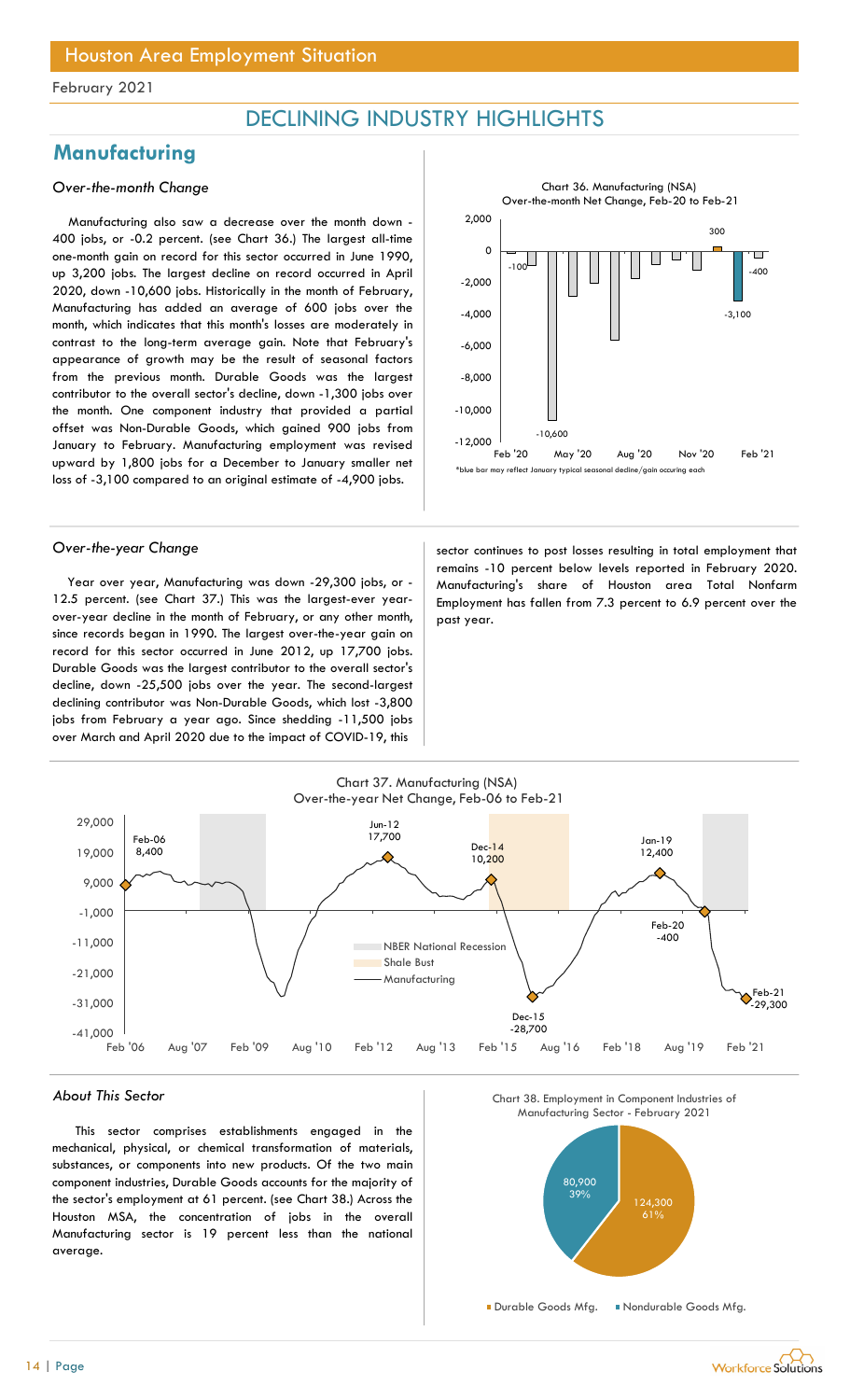Houston Area Employment Situation

February 2021

# DECLINING INDUSTRY HIGHLIGHTS

## Manufacturing

### *Over-the-month Change*

Manufacturing also saw a decrease over the month down -400 jobs, or -0.2 percent. (see Chart 36.) The largest all-time one-month gain on record for this sector occurred in June 1990, up 3,200 jobs. The largest decline on record occurred in April 2020, down -10,600 jobs. Historically in the month of February, Manufacturing has added an average of 600 jobs over the month, which indicates that this month's losses are moderately in contrast to the long-term average gain. Note that February's appearance of growth may be the result of seasonal factors from the previous month. Durable Goods was the largest contributor to the overall sector's decline, down -1,300 jobs over the month. One component industry that provided a partial offset was Non-Durable Goods, which gained 900 jobs from January to February. Manufacturing employment was revised upward by 1,800 jobs for a December to January smaller net loss of -3,100 compared to an original estimate of -4,900 jobs.

Chart 36. Manufacturing (NSA)
Over-the-month Net Change, Feb-20 to Feb-21

*blue bar may reflect January typical seasonal decline/gain occuring each

### *Over-the-year Change*

Year over year, Manufacturing was down -29,300 jobs, or -12.5 percent. (see Chart 37.) This was the largest-ever year-over-year decline in the month of February, or any other month, since records began in 1990. The largest over-the-year gain on record for this sector occurred in June 2012, up 17,700 jobs. Durable Goods was the largest contributor to the overall sector's decline, down -25,500 jobs over the year. The second-largest declining contributor was Non-Durable Goods, which lost -3,800 jobs from February a year ago. Since shedding -11,500 jobs over March and April 2020 due to the impact of COVID-19, this sector continues to post losses resulting in total employment that remains -10 percent below levels reported in February 2020. Manufacturing's share of Houston area Total Nonfarm Employment has fallen from 7.3 percent to 6.9 percent over the past year.

Chart 37. Manufacturing (NSA)
Over-the-year Net Change, Feb-06 to Feb-21

### *About This Sector*

This sector comprises establishments engaged in the mechanical, physical, or chemical transformation of materials, substances, or components into new products. Of the two main component industries, Durable Goods accounts for the majority of the sector's employment at 61 percent. (see Chart 38.) Across the Houston MSA, the concentration of jobs in the overall Manufacturing sector is 19 percent less than the national average.

Chart 38. Employment in Component Industries of Manufacturing Sector - February 2021

| Component | Employment | Share |
|---|---|---|
| Durable Goods Mfg. | 124,300 | 61% |
| Nondurable Goods Mfg. | 80,900 | 39% |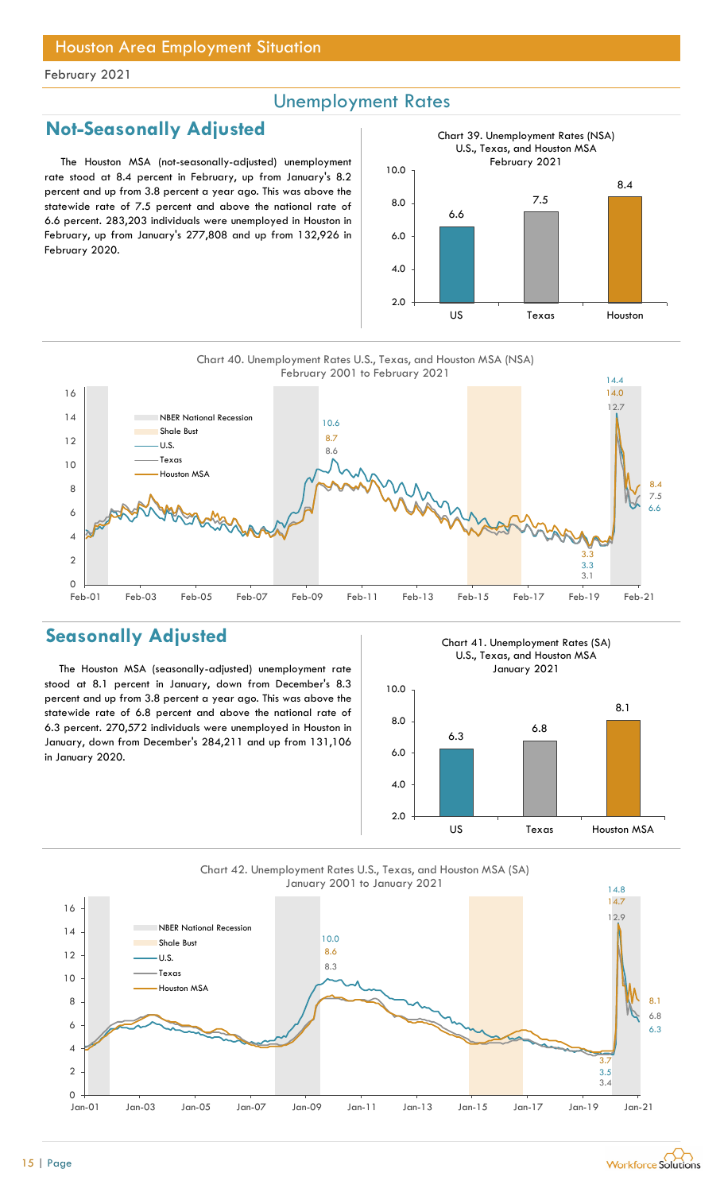# Houston Area Employment Situation

February 2021

## Unemployment Rates

### Not-Seasonally Adjusted

The Houston MSA (not-seasonally-adjusted) unemployment rate stood at 8.4 percent in February, up from January's 8.2 percent and up from 3.8 percent a year ago. This was above the statewide rate of 7.5 percent and above the national rate of 6.6 percent. 283,203 individuals were unemployed in Houston in February, up from January's 277,808 and up from 132,926 in February 2020.

Chart 39. Unemployment Rates (NSA) U.S., Texas, and Houston MSA February 2021

| | US | Texas | Houston |
|---|---|---|---|
| Unemployment Rate | 6.6 | 7.5 | 8.4 |

Chart 40. Unemployment Rates U.S., Texas, and Houston MSA (NSA) February 2001 to February 2021

### Seasonally Adjusted

The Houston MSA (seasonally-adjusted) unemployment rate stood at 8.1 percent in January, down from December's 8.3 percent and up from 3.8 percent a year ago. This was above the statewide rate of 6.8 percent and above the national rate of 6.3 percent. 270,572 individuals were unemployed in Houston in January, down from December's 284,211 and up from 131,106 in January 2020.

Chart 41. Unemployment Rates (SA) U.S., Texas, and Houston MSA January 2021

| | US | Texas | Houston MSA |
|---|---|---|---|
| Unemployment Rate | 6.3 | 6.8 | 8.1 |

Chart 42. Unemployment Rates U.S., Texas, and Houston MSA (SA) January 2001 to January 2021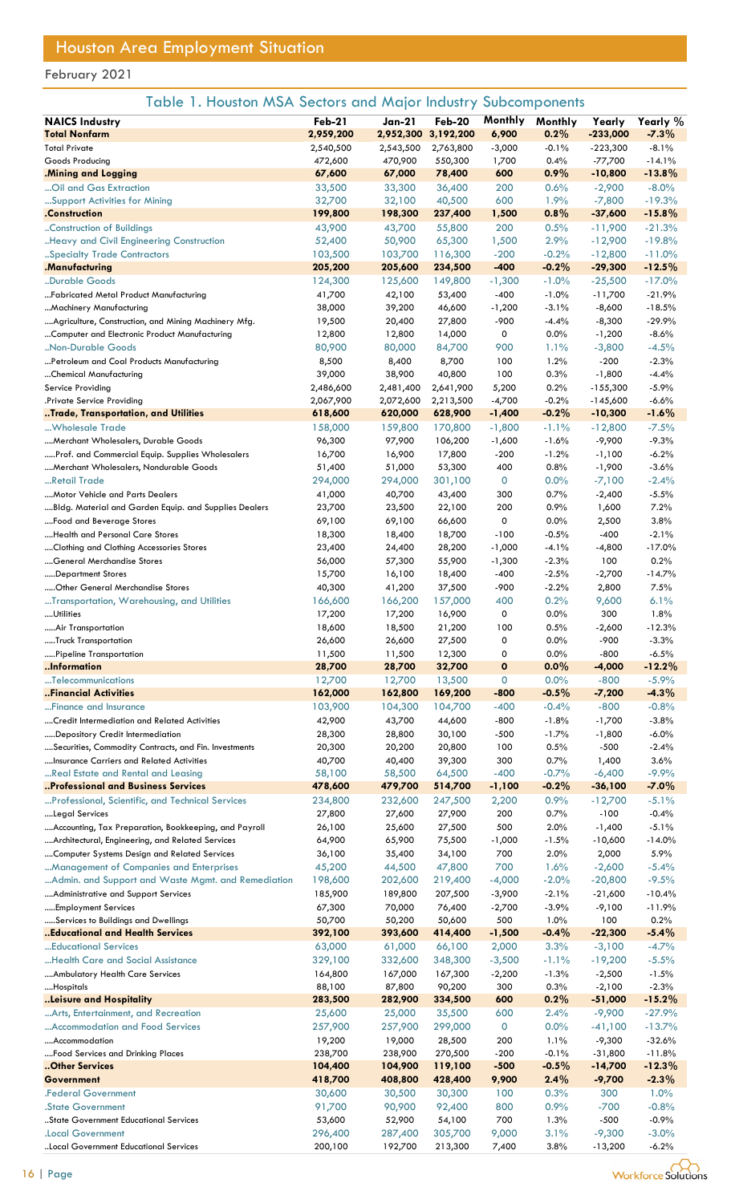# Houston Area Employment Situation

February 2021

## Table 1. Houston MSA Sectors and Major Industry Subcomponents

| NAICS Industry | Feb-21 | Jan-21 | Feb-20 | Monthly | Monthly | Yearly | Yearly % |
|---|---|---|---|---|---|---|---|
| **Total Nonfarm** | **2,959,200** | **2,952,300** | **3,192,200** | **6,900** | **0.2%** | **-233,000** | **-7.3%** |
| Total Private | 2,540,500 | 2,543,500 | 2,763,800 | -3,000 | -0.1% | -223,300 | -8.1% |
| Goods Producing | 472,600 | 470,900 | 550,300 | 1,700 | 0.4% | -77,700 | -14.1% |
| **.Mining and Logging** | **67,600** | **67,000** | **78,400** | **600** | **0.9%** | **-10,800** | **-13.8%** |
| ...Oil and Gas Extraction | 33,500 | 33,300 | 36,400 | 200 | 0.6% | -2,900 | -8.0% |
| ...Support Activities for Mining | 32,700 | 32,100 | 40,500 | 600 | 1.9% | -7,800 | -19.3% |
| **.Construction** | **199,800** | **198,300** | **237,400** | **1,500** | **0.8%** | **-37,600** | **-15.8%** |
| ..Construction of Buildings | 43,900 | 43,700 | 55,800 | 200 | 0.5% | -11,900 | -21.3% |
| ..Heavy and Civil Engineering Construction | 52,400 | 50,900 | 65,300 | 1,500 | 2.9% | -12,900 | -19.8% |
| ..Specialty Trade Contractors | 103,500 | 103,700 | 116,300 | -200 | -0.2% | -12,800 | -11.0% |
| **.Manufacturing** | **205,200** | **205,600** | **234,500** | **-400** | **-0.2%** | **-29,300** | **-12.5%** |
| ..Durable Goods | 124,300 | 125,600 | 149,800 | -1,300 | -1.0% | -25,500 | -17.0% |
| ...Fabricated Metal Product Manufacturing | 41,700 | 42,100 | 53,400 | -400 | -1.0% | -11,700 | -21.9% |
| ...Machinery Manufacturing | 38,000 | 39,200 | 46,600 | -1,200 | -3.1% | -8,600 | -18.5% |
| ....Agriculture, Construction, and Mining Machinery Mfg. | 19,500 | 20,400 | 27,800 | -900 | -4.4% | -8,300 | -29.9% |
| ...Computer and Electronic Product Manufacturing | 12,800 | 12,800 | 14,000 | 0 | 0.0% | -1,200 | -8.6% |
| ..Non-Durable Goods | 80,900 | 80,000 | 84,700 | 900 | 1.1% | -3,800 | -4.5% |
| ...Petroleum and Coal Products Manufacturing | 8,500 | 8,400 | 8,700 | 100 | 1.2% | -200 | -2.3% |
| ...Chemical Manufacturing | 39,000 | 38,900 | 40,800 | 100 | 0.3% | -1,800 | -4.4% |
| Service Providing | 2,486,600 | 2,481,400 | 2,641,900 | 5,200 | 0.2% | -155,300 | -5.9% |
| .Private Service Providing | 2,067,900 | 2,072,600 | 2,213,500 | -4,700 | -0.2% | -145,600 | -6.6% |
| **..Trade, Transportation, and Utilities** | **618,600** | **620,000** | **628,900** | **-1,400** | **-0.2%** | **-10,300** | **-1.6%** |
| ...Wholesale Trade | 158,000 | 159,800 | 170,800 | -1,800 | -1.1% | -12,800 | -7.5% |
| ....Merchant Wholesalers, Durable Goods | 96,300 | 97,900 | 106,200 | -1,600 | -1.6% | -9,900 | -9.3% |
| .....Prof. and Commercial Equip. Supplies Wholesalers | 16,700 | 16,900 | 17,800 | -200 | -1.2% | -1,100 | -6.2% |
| ....Merchant Wholesalers, Nondurable Goods | 51,400 | 51,000 | 53,300 | 400 | 0.8% | -1,900 | -3.6% |
| ...Retail Trade | 294,000 | 294,000 | 301,100 | 0 | 0.0% | -7,100 | -2.4% |
| ....Motor Vehicle and Parts Dealers | 41,000 | 40,700 | 43,400 | 300 | 0.7% | -2,400 | -5.5% |
| ....Bldg. Material and Garden Equip. and Supplies Dealers | 23,700 | 23,500 | 22,100 | 200 | 0.9% | 1,600 | 7.2% |
| ....Food and Beverage Stores | 69,100 | 69,100 | 66,600 | 0 | 0.0% | 2,500 | 3.8% |
| ....Health and Personal Care Stores | 18,300 | 18,400 | 18,700 | -100 | -0.5% | -400 | -2.1% |
| ....Clothing and Clothing Accessories Stores | 23,400 | 24,400 | 28,200 | -1,000 | -4.1% | -4,800 | -17.0% |
| ....General Merchandise Stores | 56,000 | 57,300 | 55,900 | -1,300 | -2.3% | 100 | 0.2% |
| .....Department Stores | 15,700 | 16,100 | 18,400 | -400 | -2.5% | -2,700 | -14.7% |
| .....Other General Merchandise Stores | 40,300 | 41,200 | 37,500 | -900 | -2.2% | 2,800 | 7.5% |
| ...Transportation, Warehousing, and Utilities | 166,600 | 166,200 | 157,000 | 400 | 0.2% | 9,600 | 6.1% |
| ....Utilities | 17,200 | 17,200 | 16,900 | 0 | 0.0% | 300 | 1.8% |
| .....Air Transportation | 18,600 | 18,500 | 21,200 | 100 | 0.5% | -2,600 | -12.3% |
| .....Truck Transportation | 26,600 | 26,600 | 27,500 | 0 | 0.0% | -900 | -3.3% |
| .....Pipeline Transportation | 11,500 | 11,500 | 12,300 | 0 | 0.0% | -800 | -6.5% |
| **..Information** | **28,700** | **28,700** | **32,700** | **0** | **0.0%** | **-4,000** | **-12.2%** |
| ...Telecommunications | 12,700 | 12,700 | 13,500 | 0 | 0.0% | -800 | -5.9% |
| **..Financial Activities** | **162,000** | **162,800** | **169,200** | **-800** | **-0.5%** | **-7,200** | **-4.3%** |
| ...Finance and Insurance | 103,900 | 104,300 | 104,700 | -400 | -0.4% | -800 | -0.8% |
| ....Credit Intermediation and Related Activities | 42,900 | 43,700 | 44,600 | -800 | -1.8% | -1,700 | -3.8% |
| .....Depository Credit Intermediation | 28,300 | 28,800 | 30,100 | -500 | -1.7% | -1,800 | -6.0% |
| ....Securities, Commodity Contracts, and Fin. Investments | 20,300 | 20,200 | 20,800 | 100 | 0.5% | -500 | -2.4% |
| ....Insurance Carriers and Related Activities | 40,700 | 40,400 | 39,300 | 300 | 0.7% | 1,400 | 3.6% |
| ...Real Estate and Rental and Leasing | 58,100 | 58,500 | 64,500 | -400 | -0.7% | -6,400 | -9.9% |
| **..Professional and Business Services** | **478,600** | **479,700** | **514,700** | **-1,100** | **-0.2%** | **-36,100** | **-7.0%** |
| ...Professional, Scientific, and Technical Services | 234,800 | 232,600 | 247,500 | 2,200 | 0.9% | -12,700 | -5.1% |
| ....Legal Services | 27,800 | 27,600 | 27,900 | 200 | 0.7% | -100 | -0.4% |
| ....Accounting, Tax Preparation, Bookkeeping, and Payroll | 26,100 | 25,600 | 27,500 | 500 | 2.0% | -1,400 | -5.1% |
| ....Architectural, Engineering, and Related Services | 64,900 | 65,900 | 75,500 | -1,000 | -1.5% | -10,600 | -14.0% |
| ....Computer Systems Design and Related Services | 36,100 | 35,400 | 34,100 | 700 | 2.0% | 2,000 | 5.9% |
| ...Management of Companies and Enterprises | 45,200 | 44,500 | 47,800 | 700 | 1.6% | -2,600 | -5.4% |
| ...Admin. and Support and Waste Mgmt. and Remediation | 198,600 | 202,600 | 219,400 | -4,000 | -2.0% | -20,800 | -9.5% |
| ....Administrative and Support Services | 185,900 | 189,800 | 207,500 | -3,900 | -2.1% | -21,600 | -10.4% |
| .....Employment Services | 67,300 | 70,000 | 76,400 | -2,700 | -3.9% | -9,100 | -11.9% |
| .....Services to Buildings and Dwellings | 50,700 | 50,200 | 50,600 | 500 | 1.0% | 100 | 0.2% |
| **..Educational and Health Services** | **392,100** | **393,600** | **414,400** | **-1,500** | **-0.4%** | **-22,300** | **-5.4%** |
| ...Educational Services | 63,000 | 61,000 | 66,100 | 2,000 | 3.3% | -3,100 | -4.7% |
| ...Health Care and Social Assistance | 329,100 | 332,600 | 348,300 | -3,500 | -1.1% | -19,200 | -5.5% |
| ....Ambulatory Health Care Services | 164,800 | 167,000 | 167,300 | -2,200 | -1.3% | -2,500 | -1.5% |
| ....Hospitals | 88,100 | 87,800 | 90,200 | 300 | 0.3% | -2,100 | -2.3% |
| **..Leisure and Hospitality** | **283,500** | **282,900** | **334,500** | **600** | **0.2%** | **-51,000** | **-15.2%** |
| ...Arts, Entertainment, and Recreation | 25,600 | 25,000 | 35,500 | 600 | 2.4% | -9,900 | -27.9% |
| ...Accommodation and Food Services | 257,900 | 257,900 | 299,000 | 0 | 0.0% | -41,100 | -13.7% |
| ....Accommodation | 19,200 | 19,000 | 28,500 | 200 | 1.1% | -9,300 | -32.6% |
| ....Food Services and Drinking Places | 238,700 | 238,900 | 270,500 | -200 | -0.1% | -31,800 | -11.8% |
| **..Other Services** | **104,400** | **104,900** | **119,100** | **-500** | **-0.5%** | **-14,700** | **-12.3%** |
| **Government** | **418,700** | **408,800** | **428,400** | **9,900** | **2.4%** | **-9,700** | **-2.3%** |
| .Federal Government | 30,600 | 30,500 | 30,300 | 100 | 0.3% | 300 | 1.0% |
| .State Government | 91,700 | 90,900 | 92,400 | 800 | 0.9% | -700 | -0.8% |
| ..State Government Educational Services | 53,600 | 52,900 | 54,100 | 700 | 1.3% | -500 | -0.9% |
| .Local Government | 296,400 | 287,400 | 305,700 | 9,000 | 3.1% | -9,300 | -3.0% |
| ..Local Government Educational Services | 200,100 | 192,700 | 213,300 | 7,400 | 3.8% | -13,200 | -6.2% |

Workforce Solutions